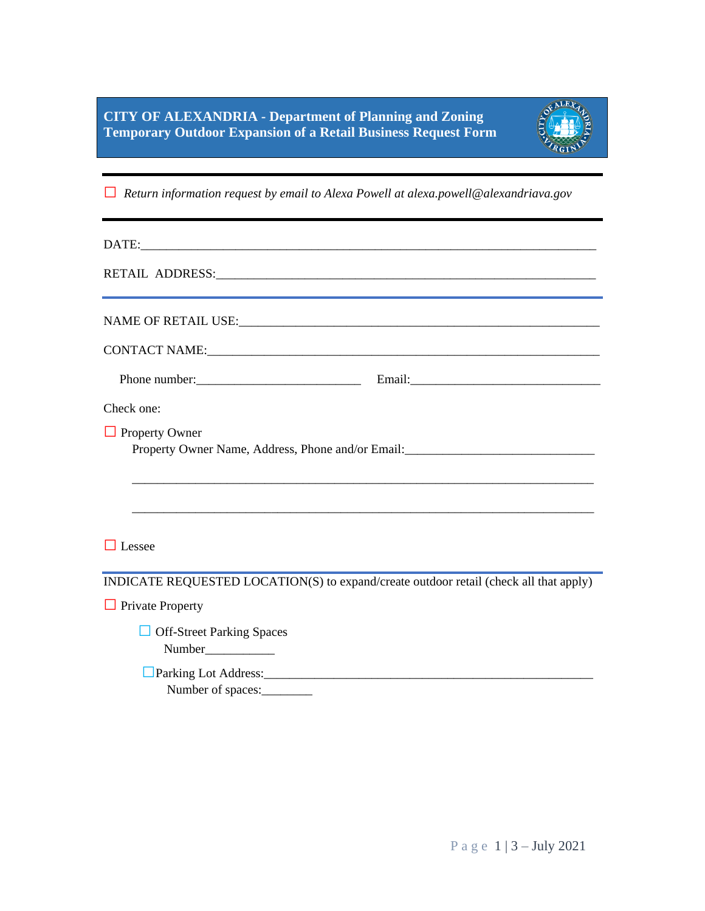# CITY OF ALEXANDRIA - Department of Planning and Zoning
## Temporary Outdoor Expansion of a Retail Business Request Form

☐ *Return information request by email to Alexa Powell at alexa.powell@alexandriava.gov*

---

DATE:____________________________________________________________________________

RETAIL ADDRESS:___________________________________________________________________

---

NAME OF RETAIL USE:______________________________________________________________

CONTACT NAME:___________________________________________________________________

Phone number:__________________________ Email:______________________________

Check one:

☐ Property Owner
Property Owner Name, Address, Phone and/or Email:______________________________

___________________________________________________________________________

___________________________________________________________________________

☐ Lessee

---

INDICATE REQUESTED LOCATION(S) to expand/create outdoor retail (check all that apply)

☐ Private Property

☐ Off-Street Parking Spaces
Number___________

☐ Parking Lot Address:_____________________________________________________
Number of spaces:________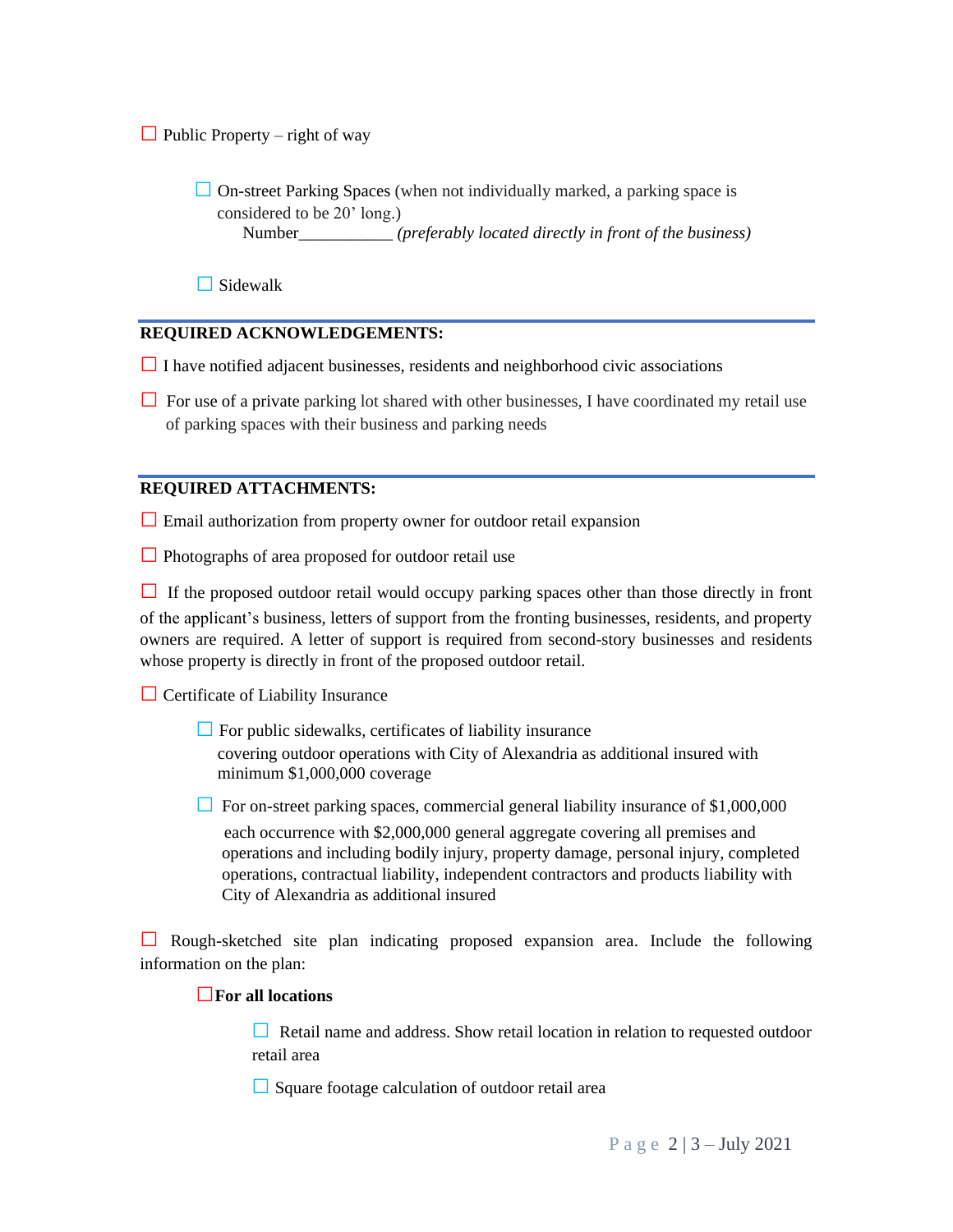☐ Public Property – right of way

- ☐ On-street Parking Spaces (when not individually marked, a parking space is considered to be 20' long.)
  Number___________ *(preferably located directly in front of the business)*

- ☐ Sidewalk

---

**REQUIRED ACKNOWLEDGEMENTS:**

☐ I have notified adjacent businesses, residents and neighborhood civic associations

☐ For use of a private parking lot shared with other businesses, I have coordinated my retail use of parking spaces with their business and parking needs

---

**REQUIRED ATTACHMENTS:**

☐ Email authorization from property owner for outdoor retail expansion

☐ Photographs of area proposed for outdoor retail use

☐ If the proposed outdoor retail would occupy parking spaces other than those directly in front of the applicant's business, letters of support from the fronting businesses, residents, and property owners are required. A letter of support is required from second-story businesses and residents whose property is directly in front of the proposed outdoor retail.

☐ Certificate of Liability Insurance

- ☐ For public sidewalks, certificates of liability insurance covering outdoor operations with City of Alexandria as additional insured with minimum $1,000,000 coverage

- ☐ For on-street parking spaces, commercial general liability insurance of $1,000,000 each occurrence with $2,000,000 general aggregate covering all premises and operations and including bodily injury, property damage, personal injury, completed operations, contractual liability, independent contractors and products liability with City of Alexandria as additional insured

☐ Rough-sketched site plan indicating proposed expansion area. Include the following information on the plan:

- ☐**For all locations**

  - ☐ Retail name and address. Show retail location in relation to requested outdoor retail area

  - ☐ Square footage calculation of outdoor retail area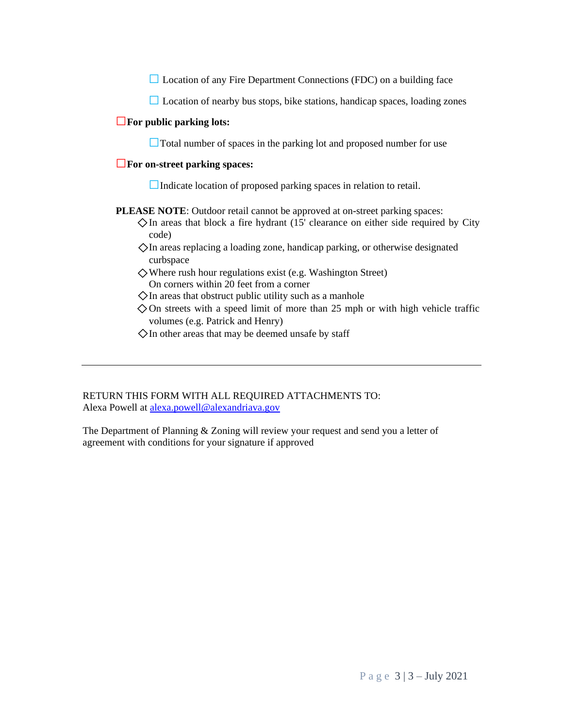- ☐ Location of any Fire Department Connections (FDC) on a building face
- ☐ Location of nearby bus stops, bike stations, handicap spaces, loading zones

☐ **For public parking lots:**

- ☐ Total number of spaces in the parking lot and proposed number for use

☐ **For on-street parking spaces:**

- ☐ Indicate location of proposed parking spaces in relation to retail.

**PLEASE NOTE**: Outdoor retail cannot be approved at on-street parking spaces:

- ◇ In areas that block a fire hydrant (15' clearance on either side required by City code)
- ◇ In areas replacing a loading zone, handicap parking, or otherwise designated curbspace
- ◇ Where rush hour regulations exist (e.g. Washington Street)
  On corners within 20 feet from a corner
- ◇ In areas that obstruct public utility such as a manhole
- ◇ On streets with a speed limit of more than 25 mph or with high vehicle traffic volumes (e.g. Patrick and Henry)
- ◇ In other areas that may be deemed unsafe by staff

---

RETURN THIS FORM WITH ALL REQUIRED ATTACHMENTS TO:
Alexa Powell at [alexa.powell@alexandriava.gov](mailto:alexa.powell@alexandriava.gov)

The Department of Planning & Zoning will review your request and send you a letter of agreement with conditions for your signature if approved